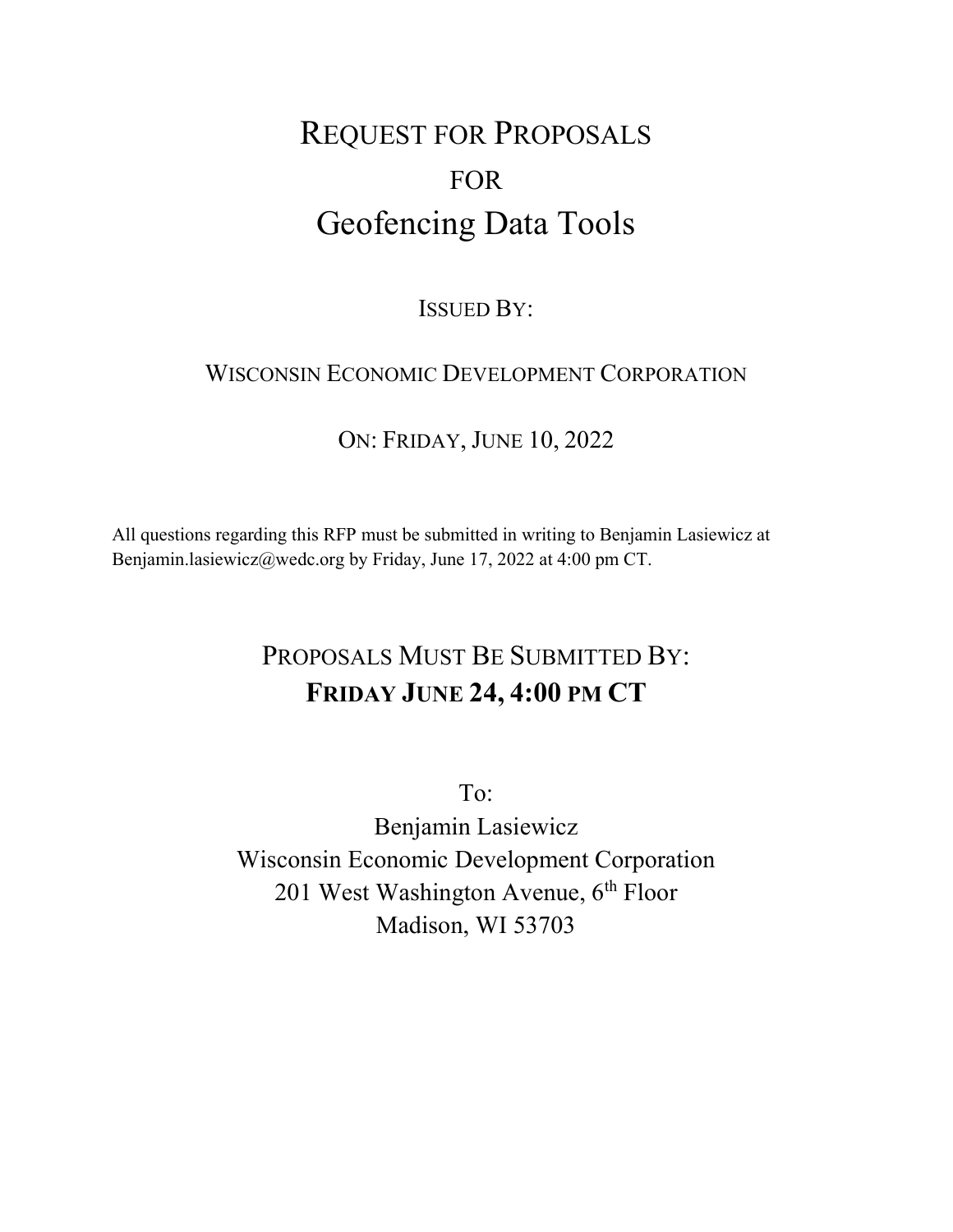# REQUEST FOR PROPOSALS

FOR

# Geofencing Data Tools

ISSUED BY:

WISCONSIN ECONOMIC DEVELOPMENT CORPORATION

ON: FRIDAY, JUNE 10, 2022

All questions regarding this RFP must be submitted in writing to Benjamin Lasiewicz at Benjamin.lasiewicz@wedc.org by Friday, June 17, 2022 at 4:00 pm CT.

## PROPOSALS MUST BE SUBMITTED BY:

## **FRIDAY JUNE 24, 4:00 PM CT**

To:

Benjamin Lasiewicz

Wisconsin Economic Development Corporation

201 West Washington Avenue, 6th Floor

Madison, WI 53703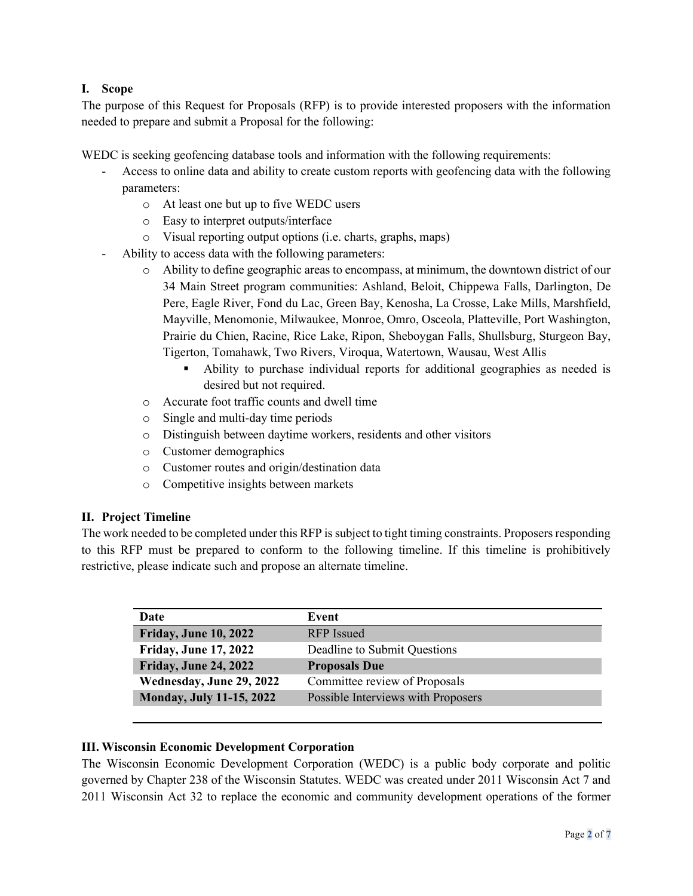## I. Scope

The purpose of this Request for Proposals (RFP) is to provide interested proposers with the information needed to prepare and submit a Proposal for the following:

WEDC is seeking geofencing database tools and information with the following requirements:

- Access to online data and ability to create custom reports with geofencing data with the following parameters:
  - At least one but up to five WEDC users
  - Easy to interpret outputs/interface
  - Visual reporting output options (i.e. charts, graphs, maps)
- Ability to access data with the following parameters:
  - Ability to define geographic areas to encompass, at minimum, the downtown district of our 34 Main Street program communities: Ashland, Beloit, Chippewa Falls, Darlington, De Pere, Eagle River, Fond du Lac, Green Bay, Kenosha, La Crosse, Lake Mills, Marshfield, Mayville, Menomonie, Milwaukee, Monroe, Omro, Osceola, Platteville, Port Washington, Prairie du Chien, Racine, Rice Lake, Ripon, Sheboygan Falls, Shullsburg, Sturgeon Bay, Tigerton, Tomahawk, Two Rivers, Viroqua, Watertown, Wausau, West Allis
    - Ability to purchase individual reports for additional geographies as needed is desired but not required.
  - Accurate foot traffic counts and dwell time
  - Single and multi-day time periods
  - Distinguish between daytime workers, residents and other visitors
  - Customer demographics
  - Customer routes and origin/destination data
  - Competitive insights between markets

## II. Project Timeline

The work needed to be completed under this RFP is subject to tight timing constraints. Proposers responding to this RFP must be prepared to conform to the following timeline. If this timeline is prohibitively restrictive, please indicate such and propose an alternate timeline.

| Date | Event |
|---|---|
| **Friday, June 10, 2022** | RFP Issued |
| **Friday, June 17, 2022** | Deadline to Submit Questions |
| **Friday, June 24, 2022** | **Proposals Due** |
| **Wednesday, June 29, 2022** | Committee review of Proposals |
| **Monday, July 11-15, 2022** | Possible Interviews with Proposers |

## III. Wisconsin Economic Development Corporation

The Wisconsin Economic Development Corporation (WEDC) is a public body corporate and politic governed by Chapter 238 of the Wisconsin Statutes. WEDC was created under 2011 Wisconsin Act 7 and 2011 Wisconsin Act 32 to replace the economic and community development operations of the former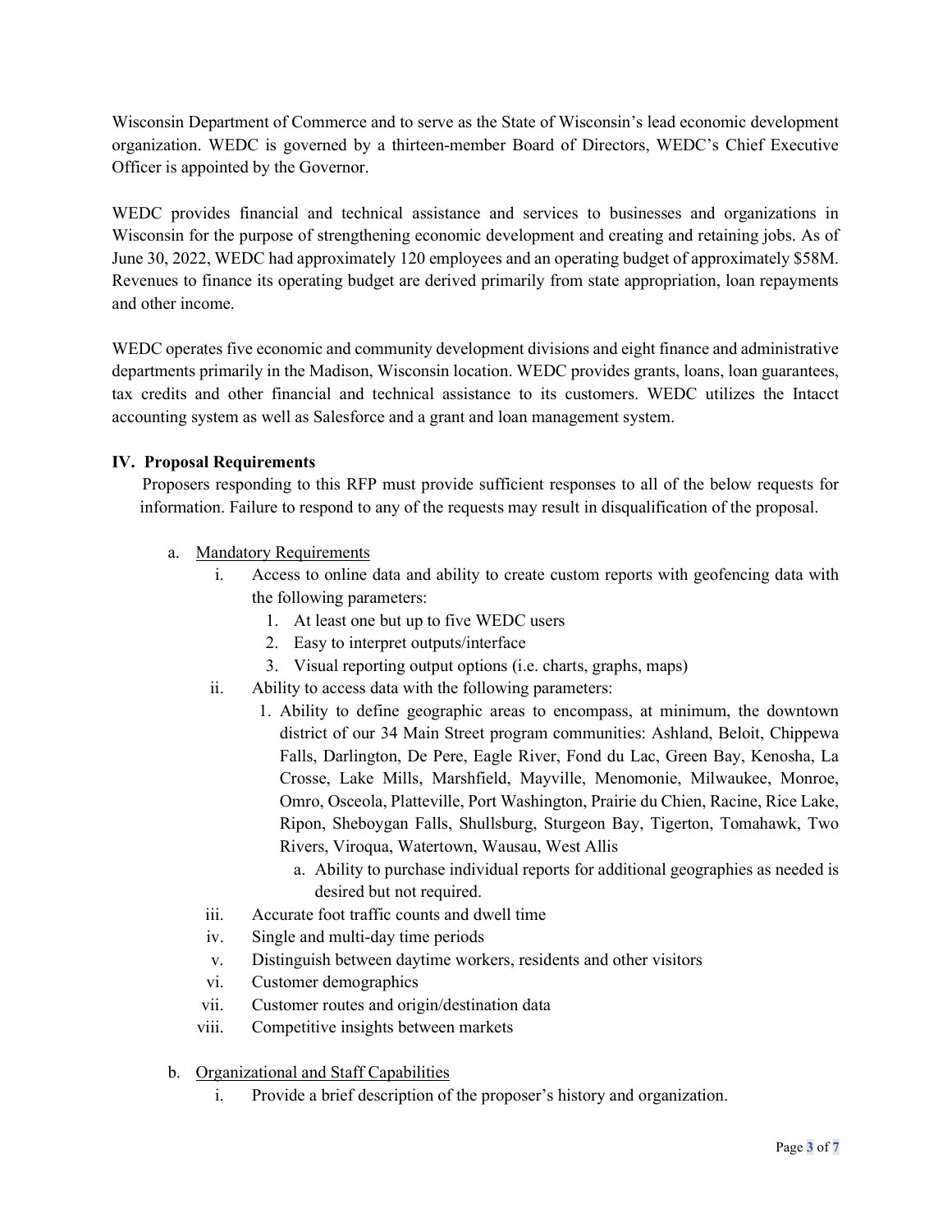Wisconsin Department of Commerce and to serve as the State of Wisconsin's lead economic development organization. WEDC is governed by a thirteen-member Board of Directors, WEDC's Chief Executive Officer is appointed by the Governor.

WEDC provides financial and technical assistance and services to businesses and organizations in Wisconsin for the purpose of strengthening economic development and creating and retaining jobs. As of June 30, 2022, WEDC had approximately 120 employees and an operating budget of approximately $58M. Revenues to finance its operating budget are derived primarily from state appropriation, loan repayments and other income.

WEDC operates five economic and community development divisions and eight finance and administrative departments primarily in the Madison, Wisconsin location. WEDC provides grants, loans, loan guarantees, tax credits and other financial and technical assistance to its customers. WEDC utilizes the Intacct accounting system as well as Salesforce and a grant and loan management system.

## IV. Proposal Requirements

Proposers responding to this RFP must provide sufficient responses to all of the below requests for information. Failure to respond to any of the requests may result in disqualification of the proposal.

a. Mandatory Requirements
   i. Access to online data and ability to create custom reports with geofencing data with the following parameters:
      1. At least one but up to five WEDC users
      2. Easy to interpret outputs/interface
      3. Visual reporting output options (i.e. charts, graphs, maps)
   ii. Ability to access data with the following parameters:
      1. Ability to define geographic areas to encompass, at minimum, the downtown district of our 34 Main Street program communities: Ashland, Beloit, Chippewa Falls, Darlington, De Pere, Eagle River, Fond du Lac, Green Bay, Kenosha, La Crosse, Lake Mills, Marshfield, Mayville, Menomonie, Milwaukee, Monroe, Omro, Osceola, Platteville, Port Washington, Prairie du Chien, Racine, Rice Lake, Ripon, Sheboygan Falls, Shullsburg, Sturgeon Bay, Tigerton, Tomahawk, Two Rivers, Viroqua, Watertown, Wausau, West Allis
         a. Ability to purchase individual reports for additional geographies as needed is desired but not required.
   iii. Accurate foot traffic counts and dwell time
   iv. Single and multi-day time periods
   v. Distinguish between daytime workers, residents and other visitors
   vi. Customer demographics
   vii. Customer routes and origin/destination data
   viii. Competitive insights between markets

b. Organizational and Staff Capabilities
   i. Provide a brief description of the proposer's history and organization.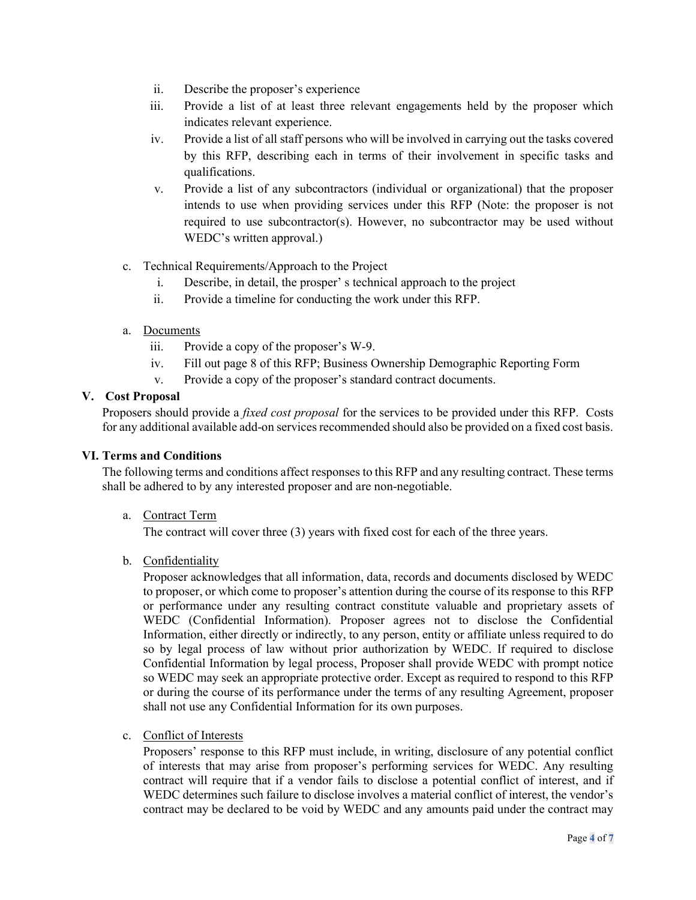ii. Describe the proposer's experience

   iii. Provide a list of at least three relevant engagements held by the proposer which indicates relevant experience.

   iv. Provide a list of all staff persons who will be involved in carrying out the tasks covered by this RFP, describing each in terms of their involvement in specific tasks and qualifications.

   v. Provide a list of any subcontractors (individual or organizational) that the proposer intends to use when providing services under this RFP (Note: the proposer is not required to use subcontractor(s). However, no subcontractor may be used without WEDC's written approval.)

c. Technical Requirements/Approach to the Project

   i. Describe, in detail, the prosper' s technical approach to the project

   ii. Provide a timeline for conducting the work under this RFP.

a. <u>Documents</u>

   iii. Provide a copy of the proposer's W-9.

   iv. Fill out page 8 of this RFP; Business Ownership Demographic Reporting Form

   v. Provide a copy of the proposer's standard contract documents.

## V. Cost Proposal

Proposers should provide a *fixed cost proposal* for the services to be provided under this RFP. Costs for any additional available add-on services recommended should also be provided on a fixed cost basis.

## VI. Terms and Conditions

The following terms and conditions affect responses to this RFP and any resulting contract. These terms shall be adhered to by any interested proposer and are non-negotiable.

a. <u>Contract Term</u>

   The contract will cover three (3) years with fixed cost for each of the three years.

b. <u>Confidentiality</u>

   Proposer acknowledges that all information, data, records and documents disclosed by WEDC to proposer, or which come to proposer's attention during the course of its response to this RFP or performance under any resulting contract constitute valuable and proprietary assets of WEDC (Confidential Information). Proposer agrees not to disclose the Confidential Information, either directly or indirectly, to any person, entity or affiliate unless required to do so by legal process of law without prior authorization by WEDC. If required to disclose Confidential Information by legal process, Proposer shall provide WEDC with prompt notice so WEDC may seek an appropriate protective order. Except as required to respond to this RFP or during the course of its performance under the terms of any resulting Agreement, proposer shall not use any Confidential Information for its own purposes.

c. <u>Conflict of Interests</u>

   Proposers' response to this RFP must include, in writing, disclosure of any potential conflict of interests that may arise from proposer's performing services for WEDC. Any resulting contract will require that if a vendor fails to disclose a potential conflict of interest, and if WEDC determines such failure to disclose involves a material conflict of interest, the vendor's contract may be declared to be void by WEDC and any amounts paid under the contract may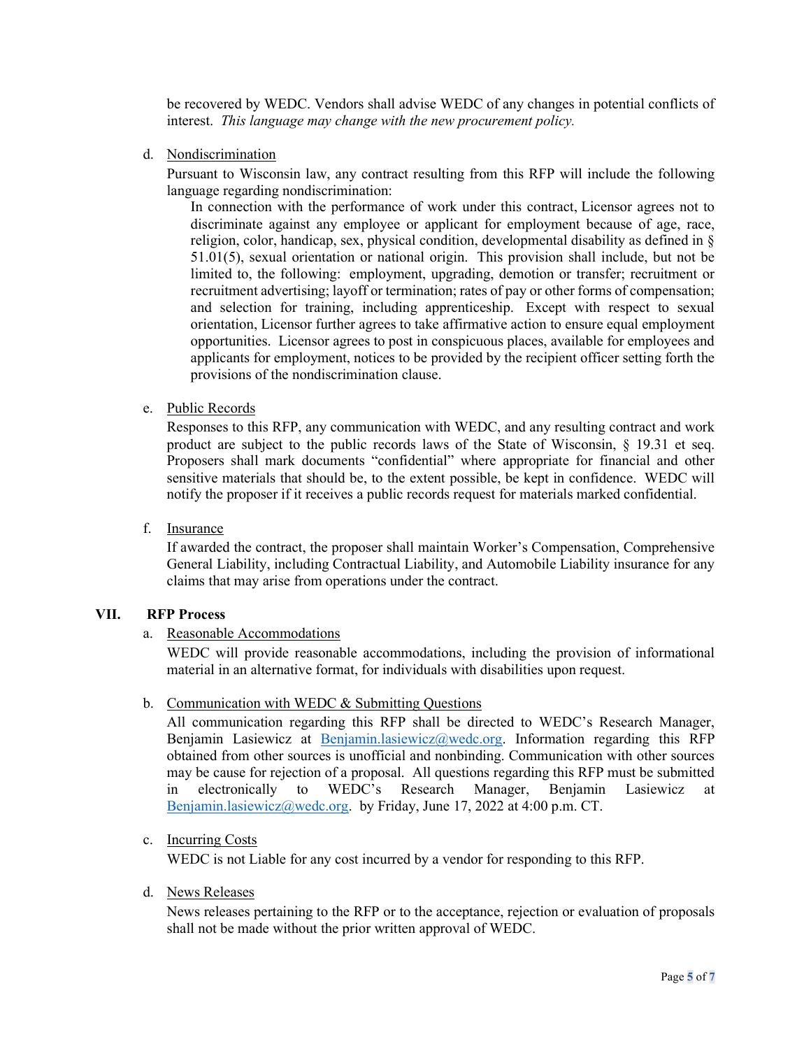be recovered by WEDC. Vendors shall advise WEDC of any changes in potential conflicts of interest. *This language may change with the new procurement policy.*

d. Nondiscrimination

Pursuant to Wisconsin law, any contract resulting from this RFP will include the following language regarding nondiscrimination:

> In connection with the performance of work under this contract, Licensor agrees not to discriminate against any employee or applicant for employment because of age, race, religion, color, handicap, sex, physical condition, developmental disability as defined in § 51.01(5), sexual orientation or national origin. This provision shall include, but not be limited to, the following: employment, upgrading, demotion or transfer; recruitment or recruitment advertising; layoff or termination; rates of pay or other forms of compensation; and selection for training, including apprenticeship. Except with respect to sexual orientation, Licensor further agrees to take affirmative action to ensure equal employment opportunities. Licensor agrees to post in conspicuous places, available for employees and applicants for employment, notices to be provided by the recipient officer setting forth the provisions of the nondiscrimination clause.

e. Public Records

Responses to this RFP, any communication with WEDC, and any resulting contract and work product are subject to the public records laws of the State of Wisconsin, § 19.31 et seq. Proposers shall mark documents "confidential" where appropriate for financial and other sensitive materials that should be, to the extent possible, be kept in confidence. WEDC will notify the proposer if it receives a public records request for materials marked confidential.

f. Insurance

If awarded the contract, the proposer shall maintain Worker's Compensation, Comprehensive General Liability, including Contractual Liability, and Automobile Liability insurance for any claims that may arise from operations under the contract.

## VII. RFP Process

a. Reasonable Accommodations

WEDC will provide reasonable accommodations, including the provision of informational material in an alternative format, for individuals with disabilities upon request.

b. Communication with WEDC & Submitting Questions

All communication regarding this RFP shall be directed to WEDC's Research Manager, Benjamin Lasiewicz at Benjamin.lasiewicz@wedc.org. Information regarding this RFP obtained from other sources is unofficial and nonbinding. Communication with other sources may be cause for rejection of a proposal. All questions regarding this RFP must be submitted in electronically to WEDC's Research Manager, Benjamin Lasiewicz at Benjamin.lasiewicz@wedc.org. by Friday, June 17, 2022 at 4:00 p.m. CT.

c. Incurring Costs

WEDC is not Liable for any cost incurred by a vendor for responding to this RFP.

d. News Releases

News releases pertaining to the RFP or to the acceptance, rejection or evaluation of proposals shall not be made without the prior written approval of WEDC.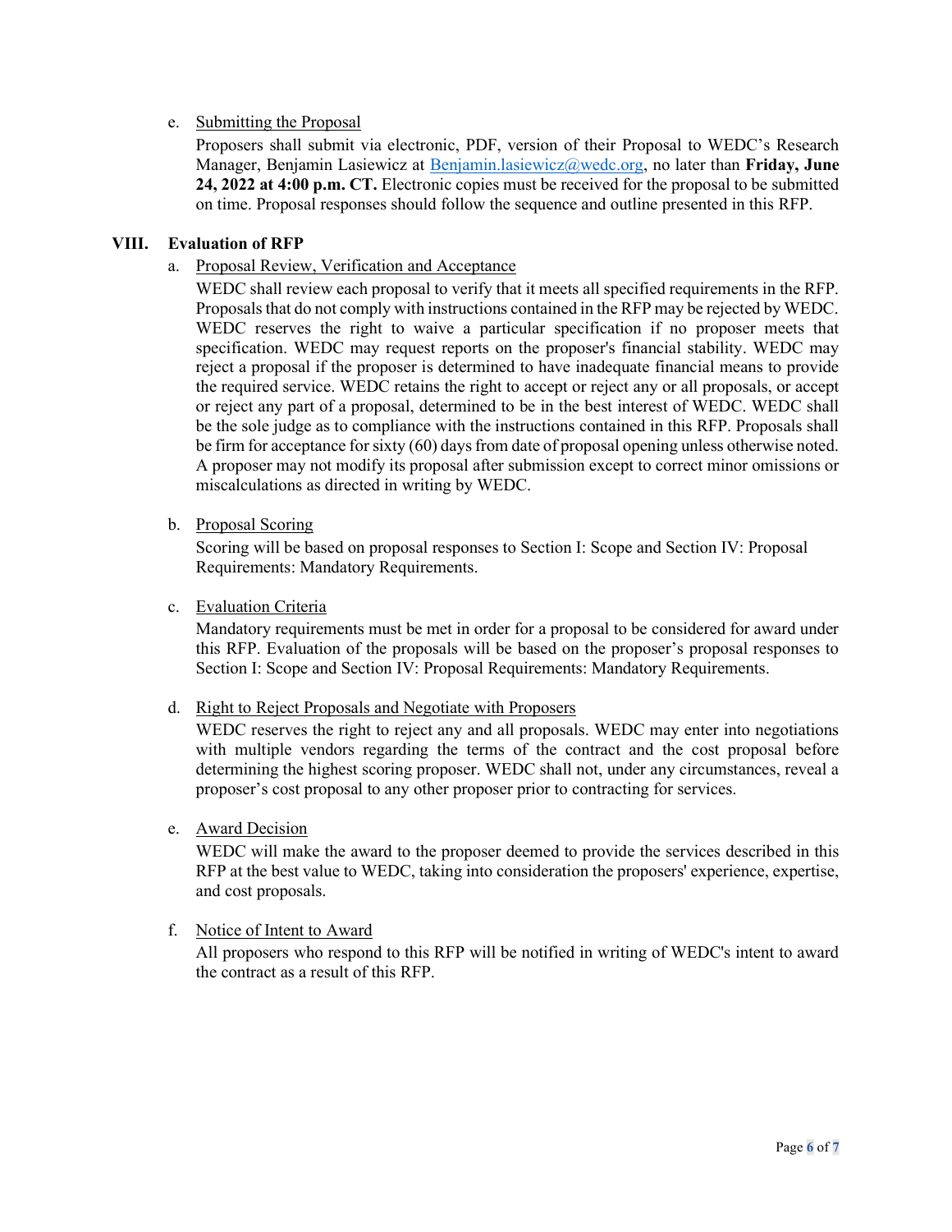e. Submitting the Proposal

Proposers shall submit via electronic, PDF, version of their Proposal to WEDC's Research Manager, Benjamin Lasiewicz at [Benjamin.lasiewicz@wedc.org](mailto:Benjamin.lasiewicz@wedc.org), no later than **Friday, June 24, 2022 at 4:00 p.m. CT.** Electronic copies must be received for the proposal to be submitted on time. Proposal responses should follow the sequence and outline presented in this RFP.

## VIII. Evaluation of RFP

a. Proposal Review, Verification and Acceptance

WEDC shall review each proposal to verify that it meets all specified requirements in the RFP. Proposals that do not comply with instructions contained in the RFP may be rejected by WEDC. WEDC reserves the right to waive a particular specification if no proposer meets that specification. WEDC may request reports on the proposer's financial stability. WEDC may reject a proposal if the proposer is determined to have inadequate financial means to provide the required service. WEDC retains the right to accept or reject any or all proposals, or accept or reject any part of a proposal, determined to be in the best interest of WEDC. WEDC shall be the sole judge as to compliance with the instructions contained in this RFP. Proposals shall be firm for acceptance for sixty (60) days from date of proposal opening unless otherwise noted. A proposer may not modify its proposal after submission except to correct minor omissions or miscalculations as directed in writing by WEDC.

b. Proposal Scoring

Scoring will be based on proposal responses to Section I: Scope and Section IV: Proposal Requirements: Mandatory Requirements.

c. Evaluation Criteria

Mandatory requirements must be met in order for a proposal to be considered for award under this RFP. Evaluation of the proposals will be based on the proposer's proposal responses to Section I: Scope and Section IV: Proposal Requirements: Mandatory Requirements.

d. Right to Reject Proposals and Negotiate with Proposers

WEDC reserves the right to reject any and all proposals. WEDC may enter into negotiations with multiple vendors regarding the terms of the contract and the cost proposal before determining the highest scoring proposer. WEDC shall not, under any circumstances, reveal a proposer's cost proposal to any other proposer prior to contracting for services.

e. Award Decision

WEDC will make the award to the proposer deemed to provide the services described in this RFP at the best value to WEDC, taking into consideration the proposers' experience, expertise, and cost proposals.

f. Notice of Intent to Award

All proposers who respond to this RFP will be notified in writing of WEDC's intent to award the contract as a result of this RFP.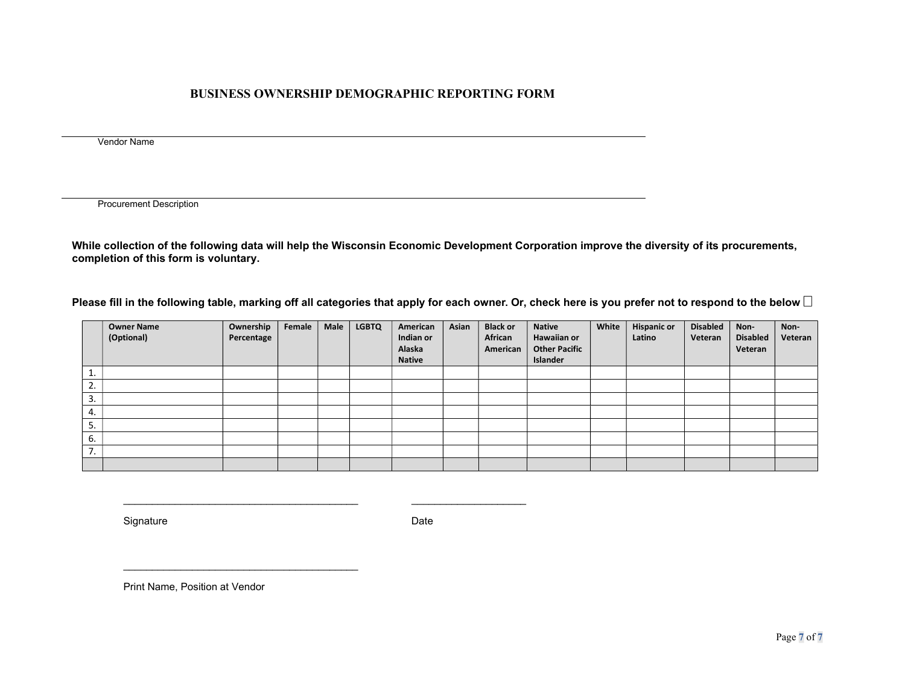# BUSINESS OWNERSHIP DEMOGRAPHIC REPORTING FORM

______________________________________________________________________________

Vendor Name

______________________________________________________________________________

Procurement Description

**While collection of the following data will help the Wisconsin Economic Development Corporation improve the diversity of its procurements, completion of this form is voluntary.**

**Please fill in the following table, marking off all categories that apply for each owner. Or, check here is you prefer not to respond to the below ☐**

| | Owner Name (Optional) | Ownership Percentage | Female | Male | LGBTQ | American Indian or Alaska Native | Asian | Black or African American | Native Hawaiian or Other Pacific Islander | White | Hispanic or Latino | Disabled Veteran | Non-Disabled Veteran | Non-Veteran |
|---|---|---|---|---|---|---|---|---|---|---|---|---|---|---|
| 1. | | | | | | | | | | | | | | |
| 2. | | | | | | | | | | | | | | |
| 3. | | | | | | | | | | | | | | |
| 4. | | | | | | | | | | | | | | |
| 5. | | | | | | | | | | | | | | |
| 6. | | | | | | | | | | | | | | |
| 7. | | | | | | | | | | | | | | |
| | | | | | | | | | | | | | | |

__________________________________________ ____________________

Signature Date

__________________________________________

Print Name, Position at Vendor